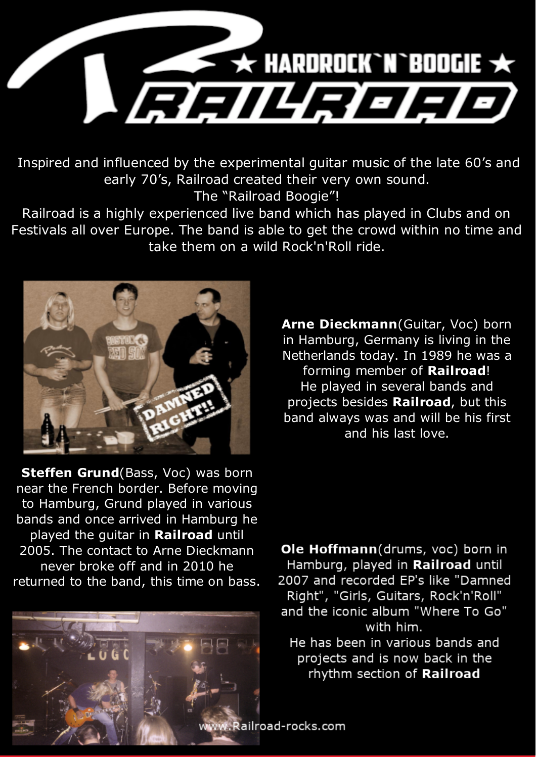# ★ HARDROCK`N`BOOGIE ★

# RAILROAD

Inspired and influenced by the experimental guitar music of the late 60's and early 70's, Railroad created their very own sound.
The "Railroad Boogie"!
Railroad is a highly experienced live band which has played in Clubs and on Festivals all over Europe. The band is able to get the crowd within no time and take them on a wild Rock'n'Roll ride.

**Arne Dieckmann**(Guitar, Voc) born in Hamburg, Germany is living in the Netherlands today. In 1989 he was a forming member of **Railroad**!
He played in several bands and projects besides **Railroad**, but this band always was and will be his first and his last love.

**Steffen Grund**(Bass, Voc) was born near the French border. Before moving to Hamburg, Grund played in various bands and once arrived in Hamburg he played the guitar in **Railroad** until 2005. The contact to Arne Dieckmann never broke off and in 2010 he returned to the band, this time on bass.

**Ole Hoffmann**(drums, voc) born in Hamburg, played in **Railroad** until 2007 and recorded EP's like "Damned Right", "Girls, Guitars, Rock'n'Roll" and the iconic album "Where To Go" with him.
He has been in various bands and projects and is now back in the rhythm section of **Railroad**

www.Railroad-rocks.com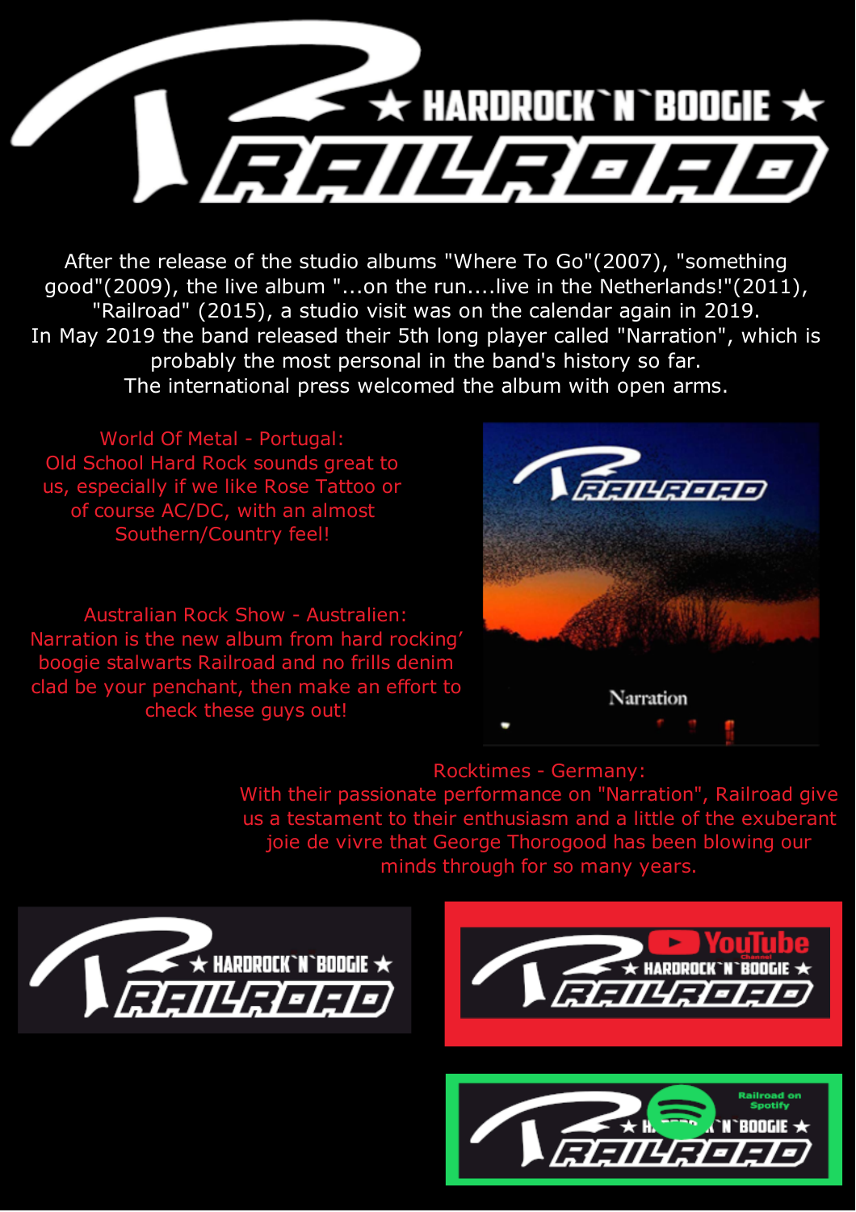# ★ HARDROCK`N`BOOGIE ★ RAILROAD

After the release of the studio albums "Where To Go"(2007), "something good"(2009), the live album "...on the run....live in the Netherlands!"(2011), "Railroad" (2015), a studio visit was on the calendar again in 2019.
In May 2019 the band released their 5th long player called "Narration", which is probably the most personal in the band's history so far.
The international press welcomed the album with open arms.

World Of Metal - Portugal:
Old School Hard Rock sounds great to us, especially if we like Rose Tattoo or of course AC/DC, with an almost Southern/Country feel!

Australian Rock Show - Australien:
Narration is the new album from hard rocking' boogie stalwarts Railroad and no frills denim clad be your penchant, then make an effort to check these guys out!

Rocktimes - Germany:
With their passionate performance on "Narration", Railroad give us a testament to their enthusiasm and a little of the exuberant joie de vivre that George Thorogood has been blowing our minds through for so many years.